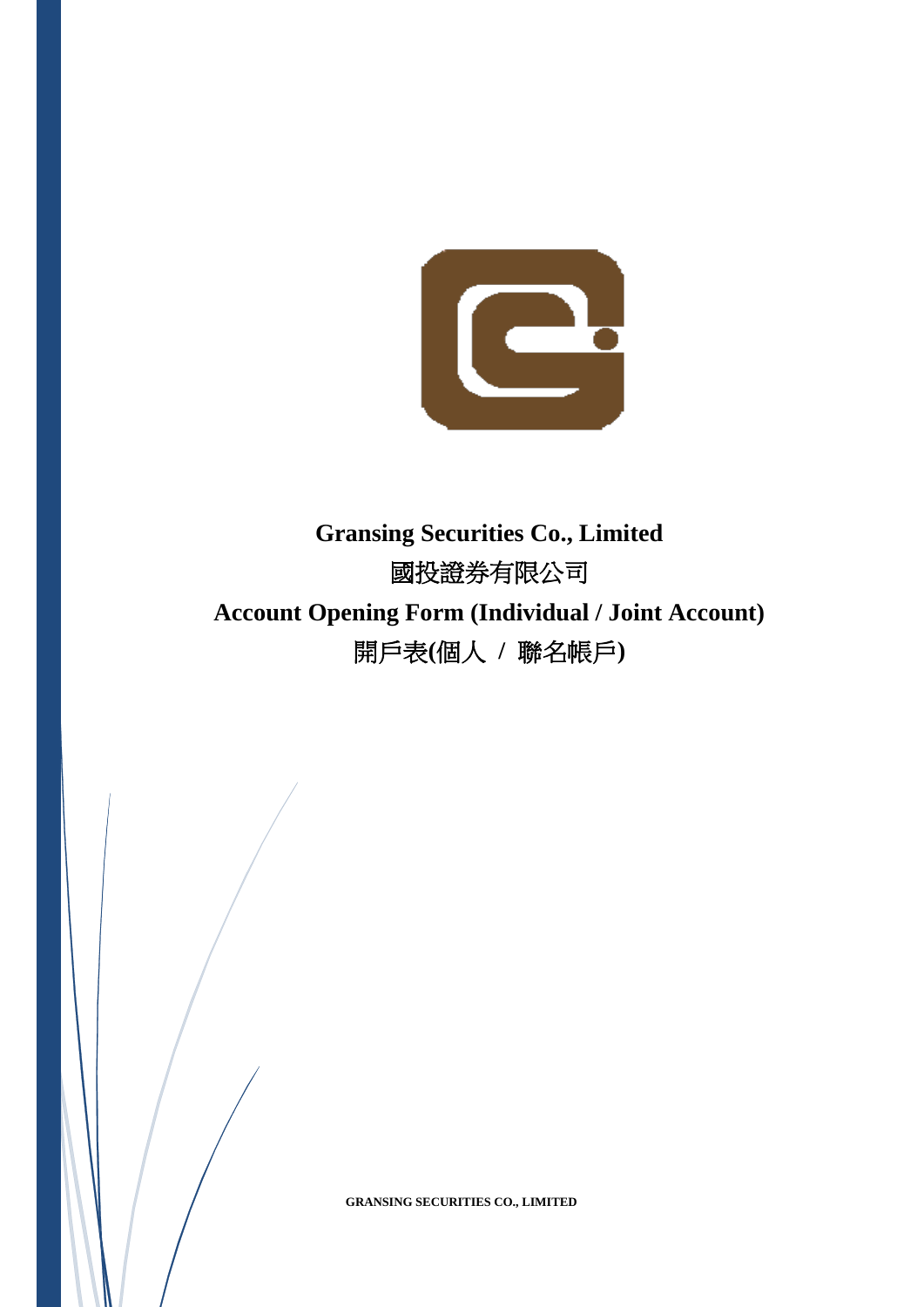# Gransing Securities Co., Limited

# 國投證券有限公司

# Account Opening Form (Individual / Joint Account)

# 開戶表(個人 / 聯名帳戶)

**GRANSING SECURITIES CO., LIMITED**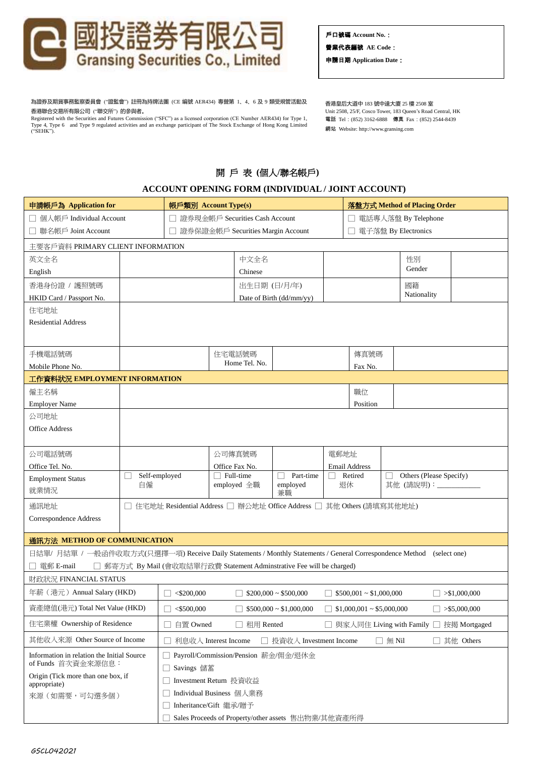# 國投證券有限公司
# Gransing Securities Co., Limited

戶口號碼 Account No.：
營業代表編號 AE Code：
申請日期 Application Date：

為證券及期貨事務監察委員會 ("證監會") 註冊為持牌法團 (CE 編號 AER434) 專營第 1、4、6 及 9 類受規管活動及香港聯合交易所有限公司 ("聯交所") 的參與者。
Registered with the Securities and Futures Commission ("SFC") as a licensed corporation (CE Number AER434) for Type 1, Type 4, Type 6 and Type 9 regulated activities and an exchange participant of The Stock Exchange of Hong Kong Limited ("SEHK").

香港皇后大道中 183 號中遠大廈 25 樓 2508 室
Unit 2508, 25/F, Cosco Tower, 183 Queen's Road Central, HK
電話 Tel：(852) 3162-6888 傳真 Fax：(852) 2544-8439
網站 Website: http://www.gransing.com

## 開 戶 表 (個人/聯名帳戶)
## ACCOUNT OPENING FORM (INDIVIDUAL / JOINT ACCOUNT)

| 申請帳戶為 Application for | 帳戶類別 Account Type(s) | 落盤方式 Method of Placing Order |
|---|---|---|
| ☐ 個人帳戶 Individual Account | ☐ 證券現金帳戶 Securities Cash Account | ☐ 電話專人落盤 By Telephone |
| ☐ 聯名帳戶 Joint Account | ☐ 證券保證金帳戶 Securities Margin Account | ☐ 電子落盤 By Electronics |

**主要客戶資料 PRIMARY CLIENT INFORMATION**

| | | | | | |
|---|---|---|---|---|---|
| 英文全名 English | | 中文全名 Chinese | | 性別 Gender | |
| 香港身份證 / 護照號碼 HKID Card / Passport No. | | 出生日期 (日/月/年) Date of Birth (dd/mm/yy) | | 國籍 Nationality | |
| 住宅地址 Residential Address | | | | | |
| 手機電話號碼 Mobile Phone No. | | 住宅電話號碼 Home Tel. No. | | 傳真號碼 Fax No. | |

**工作資料狀況 EMPLOYMENT INFORMATION**

| | | | | | |
|---|---|---|---|---|---|
| 僱主名稱 Employer Name | | | | 職位 Position | |
| 公司地址 Office Address | | | | | |
| 公司電話號碼 Office Tel. No. | | 公司傳真號碼 Office Fax No. | | 電郵地址 Email Address | |
| Employment Status 就業情況 | ☐ Self-employed 自僱 | ☐ Full-time employed 全職 | ☐ Part-time employed 兼職 | ☐ Retired 退休 | ☐ Others (Please Specify) 其他 (請說明)：_______ |
| 通訊地址 Correspondence Address | ☐ 住宅地址 Residential Address ☐ 辦公地址 Office Address ☐ 其他 Others (請填寫其他地址) | | | | |

**通訊方法 METHOD OF COMMUNICATION**

日結單/ 月結單 / 一般函件收取方式(只選擇一項) Receive Daily Statements / Monthly Statements / General Correspondence Method (select one)

☐ 電郵 E-mail ☐ 郵寄方式 By Mail (會收取結單行政費 Statement Adminstrative Fee will be charged)

**財政狀況 FINANCIAL STATUS**

| | | | | |
|---|---|---|---|---|
| 年薪（港元）Annual Salary (HKD) | ☐ <$200,000 | ☐ $200,000 ~ $500,000 | ☐ $500,001 ~ $1,000,000 | ☐ >$1,000,000 |
| 資產總值(港元) Total Net Value (HKD) | ☐ <$500,000 | ☐ $500,000 ~ $1,000,000 | ☐ $1,000,001 ~ $5,000,000 | ☐ >$5,000,000 |
| 住宅業權 Ownership of Residence | ☐ 自置 Owned | ☐ 租用 Rented | ☐ 與家人同住 Living with Family | ☐ 按揭 Mortgaged |
| 其他收入來源 Other Source of Income | ☐ 利息收入 Interest Income | ☐ 投資收入 Investment Income | ☐ 無 Nil | ☐ 其他 Others |

| | |
|---|---|
| Information in relation the Initial Source of Funds 首次資金來源信息：<br>Origin (Tick more than one box, if appropriate)<br>來源（如需要，可勾選多個） | ☐ Payroll/Commission/Pension 薪金/佣金/退休金<br>☐ Savings 儲蓄<br>☐ Investment Return 投資收益<br>☐ Individual Business 個人業務<br>☐ Inheritance/Gift 繼承/贈予<br>☐ Sales Proceeds of Property/other assets 售出物業/其他資產所得 |

GSCL042021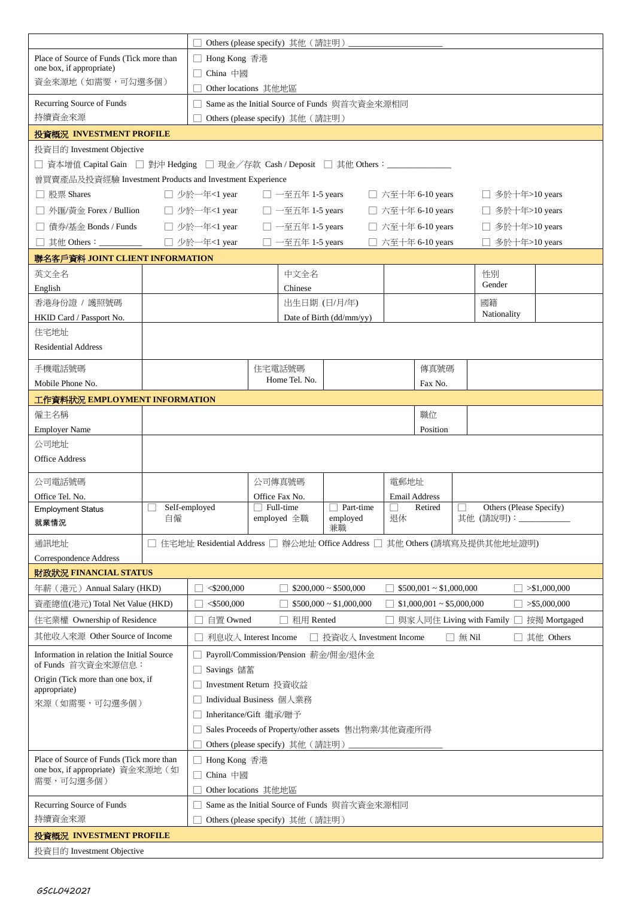| | ☐ Others (please specify) 其他（請註明）\_\_\_\_\_\_\_\_\_\_\_\_\_\_\_\_\_\_\_\_ |
|---|---|
| Place of Source of Funds (Tick more than one box, if appropriate) 資金來源地（如需要，可勾選多個） | ☐ Hong Kong 香港<br>☐ China 中國<br>☐ Other locations 其他地區 |
| Recurring Source of Funds 持續資金來源 | ☐ Same as the Initial Source of Funds 與首次資金來源相同<br>☐ Others (please specify) 其他（請註明） |

**投資概況 INVESTMENT PROFILE**

投資目的 Investment Objective

☐ 資本增值 Capital Gain ☐ 對沖 Hedging ☐ 現金／存款 Cash / Deposit ☐ 其他 Others：\_\_\_\_\_\_\_\_\_\_\_\_\_\_

曾買賣產品及投資經驗 Investment Products and Investment Experience

| | | | | |
|---|---|---|---|---|
| ☐ 股票 Shares | ☐ 少於一年<1 year | ☐ 一至五年 1-5 years | ☐ 六至十年 6-10 years | ☐ 多於十年>10 years |
| ☐ 外匯/黃金 Forex / Bullion | ☐ 少於一年<1 year | ☐ 一至五年 1-5 years | ☐ 六至十年 6-10 years | ☐ 多於十年>10 years |
| ☐ 債券/基金 Bonds / Funds | ☐ 少於一年<1 year | ☐ 一至五年 1-5 years | ☐ 六至十年 6-10 years | ☐ 多於十年>10 years |
| ☐ 其他 Others：\_\_\_\_\_\_\_\_\_ | ☐ 少於一年<1 year | ☐ 一至五年 1-5 years | ☐ 六至十年 6-10 years | ☐ 多於十年>10 years |

**聯名客戶資料 JOINT CLIENT INFORMATION**

| | | | | | |
|---|---|---|---|---|---|
| 英文全名 English | | 中文全名 Chinese | | 性別 Gender | |
| 香港身份證 / 護照號碼 HKID Card / Passport No. | | 出生日期 (日/月/年) Date of Birth (dd/mm/yy) | | 國籍 Nationality | |
| 住宅地址 Residential Address | | | | | |
| 手機電話號碼 Mobile Phone No. | | 住宅電話號碼 Home Tel. No. | | 傳真號碼 Fax No. | |

**工作資料狀況 EMPLOYMENT INFORMATION**

| | | | |
|---|---|---|---|
| 僱主名稱 Employer Name | | 職位 Position | |
| 公司地址 Office Address | | | |

| | | | | | |
|---|---|---|---|---|---|
| 公司電話號碼 Office Tel. No. | | 公司傳真號碼 Office Fax No. | | 電郵地址 Email Address | |
| Employment Status 就業情況 | ☐ Self-employed 自僱 | ☐ Full-time employed 全職 | ☐ Part-time employed 兼職 | ☐ Retired 退休 | ☐ Others (Please Specify) 其他 (請說明)：\_\_\_\_\_\_\_\_\_\_\_\_ |
| 通訊地址 Correspondence Address | ☐ 住宅地址 Residential Address ☐ 辦公地址 Office Address ☐ 其他 Others (請填寫及提供其他地址證明) | | | | |

**財政狀況 FINANCIAL STATUS**

| | | | | |
|---|---|---|---|---|
| 年薪（港元）Annual Salary (HKD) | ☐ <$200,000 | ☐ $200,000 ~ $500,000 | ☐ $500,001 ~ $1,000,000 | ☐ >$1,000,000 |
| 資產總值(港元) Total Net Value (HKD) | ☐ <$500,000 | ☐ $500,000 ~ $1,000,000 | ☐ $1,000,001 ~ $5,000,000 | ☐ >$5,000,000 |
| 住宅業權 Ownership of Residence | ☐ 自置 Owned | ☐ 租用 Rented | ☐ 與家人同住 Living with Family | ☐ 按揭 Mortgaged |
| 其他收入來源 Other Source of Income | ☐ 利息收入 Interest Income | ☐ 投資收入 Investment Income | ☐ 無 Nil | ☐ 其他 Others |

| | |
|---|---|
| Information in relation the Initial Source of Funds 首次資金來源信息：<br>Origin (Tick more than one box, if appropriate)<br>來源（如需要，可勾選多個） | ☐ Payroll/Commission/Pension 薪金/佣金/退休金<br>☐ Savings 儲蓄<br>☐ Investment Return 投資收益<br>☐ Individual Business 個人業務<br>☐ Inheritance/Gift 繼承/贈予<br>☐ Sales Proceeds of Property/other assets 售出物業/其他資產所得<br>☐ Others (please specify) 其他（請註明）\_\_\_\_\_\_\_\_\_\_\_\_\_\_\_\_\_\_\_\_ |
| Place of Source of Funds (Tick more than one box, if appropriate) 資金來源地（如需要，可勾選多個） | ☐ Hong Kong 香港<br>☐ China 中國<br>☐ Other locations 其他地區 |
| Recurring Source of Funds 持續資金來源 | ☐ Same as the Initial Source of Funds 與首次資金來源相同<br>☐ Others (please specify) 其他（請註明） |

**投資概況 INVESTMENT PROFILE**

投資目的 Investment Objective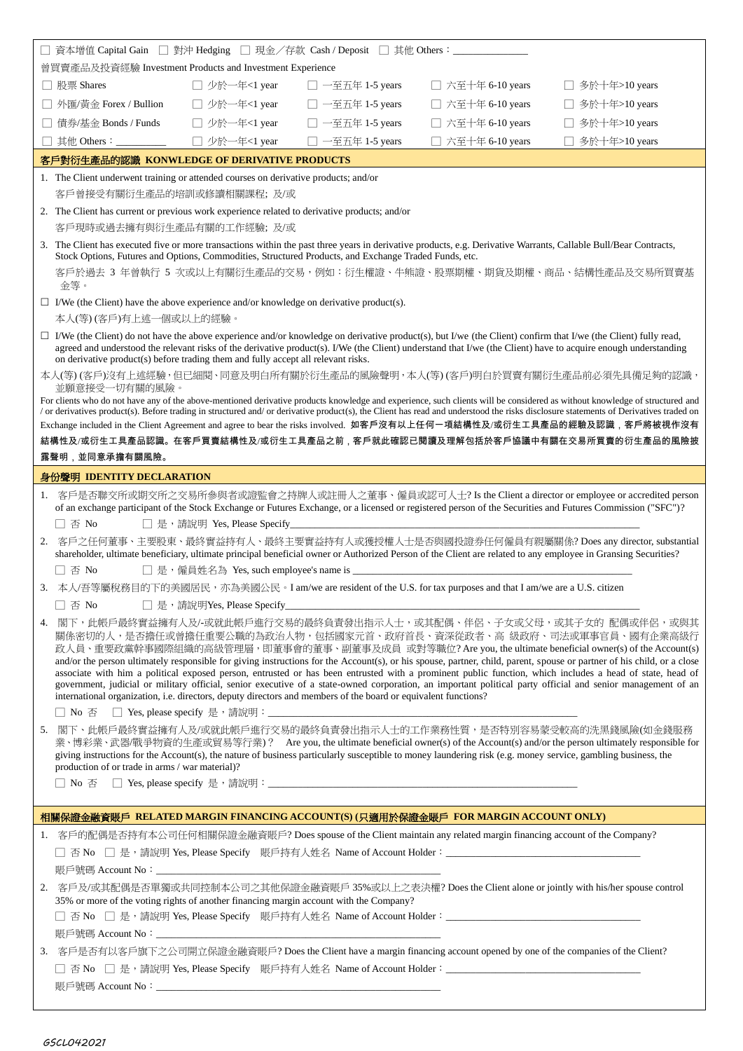☐ 資本增值 Capital Gain ☐ 對沖 Hedging ☐ 現金／存款 Cash / Deposit ☐ 其他 Others：______________

曾買賣產品及投資經驗 Investment Products and Investment Experience

| | | | | |
|---|---|---|---|---|
| ☐ 股票 Shares | ☐ 少於一年<1 year | ☐ 一至五年 1-5 years | ☐ 六至十年 6-10 years | ☐ 多於十年>10 years |
| ☐ 外匯/黃金 Forex / Bullion | ☐ 少於一年<1 year | ☐ 一至五年 1-5 years | ☐ 六至十年 6-10 years | ☐ 多於十年>10 years |
| ☐ 債券/基金 Bonds / Funds | ☐ 少於一年<1 year | ☐ 一至五年 1-5 years | ☐ 六至十年 6-10 years | ☐ 多於十年>10 years |
| ☐ 其他 Others：__________ | ☐ 少於一年<1 year | ☐ 一至五年 1-5 years | ☐ 六至十年 6-10 years | ☐ 多於十年>10 years |

## 客戶對衍生產品的認識 KONWLEDGE OF DERIVATIVE PRODUCTS

1. The Client underwent training or attended courses on derivative products; and/or
   客戶曾接受有關衍生產品的培訓或修讀相關課程; 及/或
2. The Client has current or previous work experience related to derivative products; and/or
   客戶現時或過去擁有與衍生產品有關的工作經驗; 及/或
3. The Client has executed five or more transactions within the past three years in derivative products, e.g. Derivative Warrants, Callable Bull/Bear Contracts, Stock Options, Futures and Options, Commodities, Structured Products, and Exchange Traded Funds, etc.
   客戶於過去 3 年曾執行 5 次或以上有關衍生產品的交易，例如：衍生權證、牛熊證、股票期權、期貨及期權、商品、結構性產品及交易所買賣基金等。

☐ I/We (the Client) have the above experience and/or knowledge on derivative product(s).
本人(等) (客戶)有上述一個或以上的經驗。

☐ I/We (the Client) do not have the above experience and/or knowledge on derivative product(s), but I/we (the Client) confirm that I/we (the Client) fully read, agreed and understood the relevant risks of the derivative product(s). I/We (the Client) understand that I/we (the Client) have to acquire enough understanding on derivative product(s) before trading them and fully accept all relevant risks.
本人(等) (客戶)沒有上述經驗，但已細閱、同意及明白所有關於衍生產品的風險聲明，本人(等) (客戶)明白於買賣有關衍生產品前必須先具備足夠的認識，並願意接受一切有關的風險。

For clients who do not have any of the above-mentioned derivative products knowledge and experience, such clients will be considered as without knowledge of structured and / or derivatives product(s). Before trading in structured and/ or derivative product(s), the Client has read and understood the risks disclosure statements of Derivatives traded on Exchange included in the Client Agreement and agree to bear the risks involved. **如客戶沒有以上任何一項結構性及/或衍生工具產品的經驗及認識，客戶將被視作沒有結構性及/或衍生工具產品認識。在客戶買賣結構性及/或衍生工具產品之前，客戶就此確認已閱讀及理解包括於客戶協議中有關在交易所買賣的衍生產品的風險披露聲明，並同意承擔有關風險。**

## 身份聲明 IDENTITY DECLARATION

1. 客戶是否聯交所或期交所之交易所參與者或證監會之持牌人或註冊人之董事、僱員或認可人士? Is the Client a director or employee or accredited person of an exchange participant of the Stock Exchange or Futures Exchange, or a licensed or registered person of the Securities and Futures Commission ("SFC")?
   ☐ 否 No ☐ 是，請說明 Yes, Please Specify______________________________
2. 客戶之任何董事、主要股東、最終實益持有人、最終主要實益持有人或獲授權人士是否與國投證券任何僱員有親屬關係? Does any director, substantial shareholder, ultimate beneficiary, ultimate principal beneficial owner or Authorized Person of the Client are related to any employee in Gransing Securities?
   ☐ 否 No ☐ 是，僱員姓名為 Yes, such employee's name is ______________________________
3. 本人/吾等屬稅務目的下的美國居民，亦為美國公民。I am/we are resident of the U.S. for tax purposes and that I am/we are a U.S. citizen
   ☐ 否 No ☐ 是，請說明Yes, Please Specify______________________________
4. 閣下，此帳戶最終實益擁有人及/-或就此帳戶進行交易的最終負責發出指示人士，或其配偶、伴侶、子女或父母，或其子女的 配偶或伴侶，或與其關係密切的人，是否擔任或曾擔任重要公職的為政治人物，包括國家元首、政府首長、資深從政者、高 級政府、司法或軍事官員、國有企業高級行政人員、重要政黨幹事國際組織的高級管理層，即董事會的董事、副董事及成員 或對等職位? Are you, the ultimate beneficial owner(s) of the Account(s) and/or the person ultimately responsible for giving instructions for the Account(s), or his spouse, partner, child, parent, spouse or partner of his child, or a close associate with him a political exposed person, entrusted or has been entrusted with a prominent public function, which includes a head of state, head of government, judicial or military official, senior executive of a state-owned corporation, an important political party official and senior management of an international organization, i.e. directors, deputy directors and members of the board or equivalent functions?
   ☐ No 否 ☐ Yes, please specify 是，請說明：______________________________
5. 閣下、此帳戶最終實益擁有人及/或就此帳戶進行交易的最終負責發出指示人士的工作業務性質，是否特別容易蒙受較高的洗黑錢風險(如金錢服務業、博彩業、武器/戰爭物資的生產或貿易等行業)？ Are you, the ultimate beneficial owner(s) of the Account(s) and/or the person ultimately responsible for giving instructions for the Account(s), the nature of business particularly susceptible to money laundering risk (e.g. money service, gambling business, the production of or trade in arms / war material)?
   ☐ No 否 ☐ Yes, please specify 是，請說明：______________________________

## 相關保證金融資賬戶 RELATED MARGIN FINANCING ACCOUNT(S) (只適用於保證金賬戶 FOR MARGIN ACCOUNT ONLY)

1. 客戶的配偶是否持有本公司任何相關保證金融資賬戶? Does spouse of the Client maintain any related margin financing account of the Company?
   ☐ 否 No ☐ 是，請說明 Yes, Please Specify 賬戶持有人姓名 Name of Account Holder：______________________________
   賬戶號碼 Account No：______________________________
2. 客戶及/或其配偶是否單獨或共同控制本公司之其他保證金融資賬戶 35%或以上之表決權? Does the Client alone or jointly with his/her spouse control 35% or more of the voting rights of another financing margin account with the Company?
   ☐ 否 No ☐ 是，請說明 Yes, Please Specify 賬戶持有人姓名 Name of Account Holder：______________________________
   賬戶號碼 Account No：______________________________
3. 客戶是否有以客戶旗下之公司開立保證金融資賬戶? Does the Client have a margin financing account opened by one of the companies of the Client?
   ☐ 否 No ☐ 是，請說明 Yes, Please Specify 賬戶持有人姓名 Name of Account Holder：______________________________
   賬戶號碼 Account No：______________________________

GSCL042021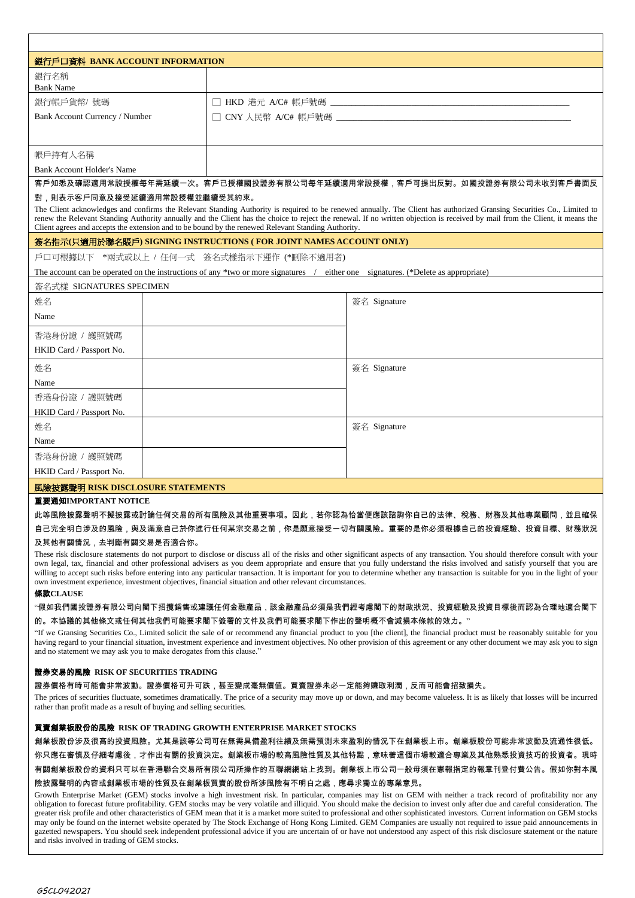## 銀行戶口資料 BANK ACCOUNT INFORMATION

| | |
|---|---|
| 銀行名稱<br>Bank Name | |
| 銀行帳戶貨幣/ 號碼<br>Bank Account Currency / Number | ☐ HKD 港元 A/C# 帳戶號碼 ____________________<br>☐ CNY 人民幣 A/C# 帳戶號碼 ____________________ |
| 帳戶持有人名稱<br>Bank Account Holder's Name | |

客戶知悉及確認適用常設授權每年需延續一次。客戶已授權國投證券有限公司每年延續適用常設授權，客戶可提出反對。如國投證券有限公司未收到客戶書面反對，則表示客戶同意及接受延續適用常設授權並繼續受其約束。

The Client acknowledges and confirms the Relevant Standing Authority is required to be renewed annually. The Client has authorized Gransing Securities Co., Limited to renew the Relevant Standing Authority annually and the Client has the choice to reject the renewal. If no written objection is received by mail from the Client, it means the Client agrees and accepts the extension and to be bound by the renewed Relevant Standing Authority.

## 簽名指示(只適用於聯名賬戶) SIGNING INSTRUCTIONS ( FOR JOINT NAMES ACCOUNT ONLY)

戶口可根據以下 \*兩式或以上 / 任何一式 簽名式樣指示下運作 (\*刪除不適用者)

The account can be operated on the instructions of any \*two or more signatures / either one signatures. (\*Delete as appropriate)

簽名式樣 SIGNATURES SPECIMEN

| | | |
|---|---|---|
| 姓名<br>Name | | 簽名 Signature |
| 香港身份證 / 護照號碼<br>HKID Card / Passport No. | | |
| 姓名<br>Name | | 簽名 Signature |
| 香港身份證 / 護照號碼<br>HKID Card / Passport No. | | |
| 姓名<br>Name | | 簽名 Signature |
| 香港身份證 / 護照號碼<br>HKID Card / Passport No. | | |

## 風險披露聲明 RISK DISCLOSURE STATEMENTS

### 重要通知IMPORTANT NOTICE

此等風險披露聲明不擬披露或討論任何交易的所有風險及其他重要事項。因此，若你認為恰當便應該諮詢你自己的法律、稅務、財務及其他專業顧問，並且確保自己完全明白涉及的風險，與及滿意自己於你進行任何某宗交易之前，你是願意接受一切有關風險。重要的是你必須根據自己的投資經驗、投資目標、財務狀況及其他有關情況，去判斷有關交易是否適合你。

These risk disclosure statements do not purport to disclose or discuss all of the risks and other significant aspects of any transaction. You should therefore consult with your own legal, tax, financial and other professional advisers as you deem appropriate and ensure that you fully understand the risks involved and satisfy yourself that you are willing to accept such risks before entering into any particular transaction. It is important for you to determine whether any transaction is suitable for you in the light of your own investment experience, investment objectives, financial situation and other relevant circumstances.

### 條款CLAUSE

"假如我們國投證券有限公司向閣下招攬銷售或建議任何金融產品，該金融產品必須是我們經考慮閣下的財政狀況、投資經驗及投資目標後而認為合理地適合閣下的。本協議的其他條文或任何其他我們可能要求閣下簽署的文件及我們可能要求閣下作出的聲明概不會減損本條款的效力。"

"If we Gransing Securities Co., Limited solicit the sale of or recommend any financial product to you [the client], the financial product must be reasonably suitable for you having regard to your financial situation, investment experience and investment objectives. No other provision of this agreement or any other document we may ask you to sign and no statement we may ask you to make derogates from this clause."

### 證券交易的風險 RISK OF SECURITIES TRADING

證券價格有時可能會非常波動。證券價格可升可跌，甚至變成毫無價值。買賣證券未必一定能夠賺取利潤，反而可能會招致損失。

The prices of securities fluctuate, sometimes dramatically. The price of a security may move up or down, and may become valueless. It is as likely that losses will be incurred rather than profit made as a result of buying and selling securities.

### 買賣創業板股份的風險 RISK OF TRADING GROWTH ENTERPRISE MARKET STOCKS

創業板股份涉及很高的投資風險。尤其是該等公司可在無需具備盈利往績及無需預測未來盈利的情況下在創業板上市。創業板股份可能非常波動及流通性很低。你只應在審慎及仔細考慮後，才作出有關的投資決定。創業板市場的較高風險性質及其他特點，意味著這個市場較適合專業及其他熟悉投資技巧的投資者。現時有關創業板股份的資料只可以在香港聯合交易所有限公司所操作的互聯網網站上找到。創業板上市公司一般毋須在憲報指定的報章刊登付費公告。假如你對本風險披露聲明的內容或創業板市場的性質及在創業板買賣的股份所涉風險有不明白之處，應尋求獨立的專業意見。

Growth Enterprise Market (GEM) stocks involve a high investment risk. In particular, companies may list on GEM with neither a track record of profitability nor any obligation to forecast future profitability. GEM stocks may be very volatile and illiquid. You should make the decision to invest only after due and careful consideration. The greater risk profile and other characteristics of GEM mean that it is a market more suited to professional and other sophisticated investors. Current information on GEM stocks may only be found on the internet website operated by The Stock Exchange of Hong Kong Limited. GEM Companies are usually not required to issue paid announcements in gazetted newspapers. You should seek independent professional advice if you are uncertain of or have not understood any aspect of this risk disclosure statement or the nature and risks involved in trading of GEM stocks.

GSCL042021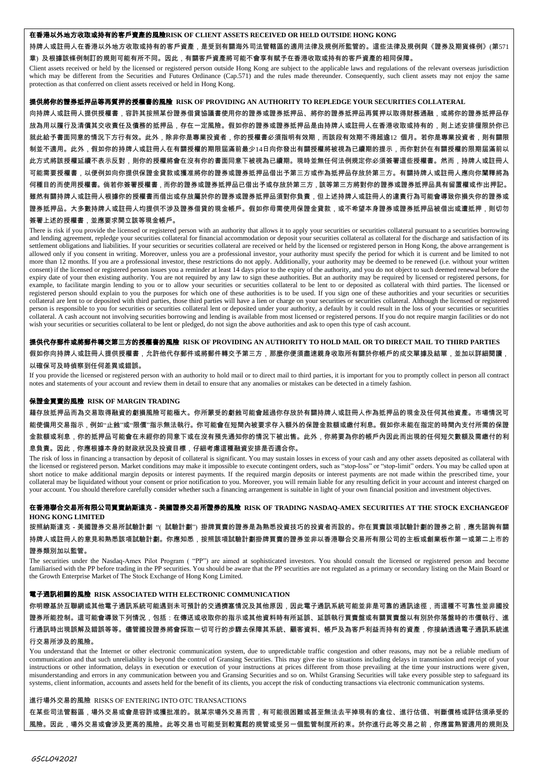### 在香港以外地方收取或持有的客戶資產的風險RISK OF CLIENT ASSETS RECEIVED OR HELD OUTSIDE HONG KONG

持牌人或註冊人在香港以外地方收取或持有的客戶資產，是受到有關海外司法管轄區的適用法律及規例所監管的。這些法律及規例與《證券及期貨條例》(第571章) 及根據該條例制訂的規則可能有所不同。因此，有關客戶資產將可能不會享有賦予在香港收取或持有的客戶資產的相同保障。

Client assets received or held by the licensed or registered person outside Hong Kong are subject to the applicable laws and regulations of the relevant overseas jurisdiction which may be different from the Securities and Futures Ordinance (Cap.571) and the rules made thereunder. Consequently, such client assets may not enjoy the same protection as that conferred on client assets received or held in Hong Kong.

### 提供將你的證券抵押品等再質押的授權書的風險 RISK OF PROVIDING AN AUTHORITY TO REPLEDGE YOUR SECURITIES COLLATERAL

向持牌人或註冊人提供授權書，容許其按照某份證券借貸協議書使用你的證券或證券抵押品、將你的證券抵押品再質押以取得財務通融，或將你的證券抵押品存放為用以履行及清償其交收責任及債務的抵押品，存在一定風險。假如你的證券或證券抵押品是由持牌人或註冊人在香港收取或持有的，則上述安排僅限於你已就此給予書面同意的情況下方行有效。此外，除非你是專業投資者，你的授權書必須指明有效期，而該段有效期不得超逾12 個月。若你是專業投資者，則有關限制並不適用。此外，假如你的持牌人或註冊人在有關授權的期限屆滿前最少14日向你發出有關授權將被視為已續期的提示，而你對於在有關授權的限期屆滿前以此方式將該授權延續不表示反對，則你的授權將會在沒有你的書面同意下被視為已續期。現時並無任何法例規定你必須簽署這些授權書。然而，持牌人或註冊人可能需要授權書，以便例如向你提供保證金貸款或獲准將你的證券或證券抵押品借出予第三方或作為抵押品存放於第三方。有關持牌人或註冊人應向你闡釋將為何種目的而使用授權書。倘若你簽署授權書，而你的證券或證券抵押品已借出予或存放於第三方，該等第三方將對你的證券或證券抵押品具有留置權或作出押記。雖然有關持牌人或註冊人根據你的授權書而借出或存放屬於你的證券或證券抵押品須對你負責，但上述持牌人或註冊人的違責行為可能會導致你損失你的證券或證券抵押品。大多數持牌人或註冊人均提供不涉及證券借貸的現金帳戶。假如你毋需使用保證金貸款，或不希望本身證券或證券抵押品被借出或遭抵押，則切勿簽署上述的授權書，並應要求開立該等現金帳戶。

There is risk if you provide the licensed or registered person with an authority that allows it to apply your securities or securities collateral pursuant to a securities borrowing and lending agreement, repledge your securities collateral for financial accommodation or deposit your securities collateral as collateral for the discharge and satisfaction of its settlement obligations and liabilities. If your securities or securities collateral are received or held by the licensed or registered person in Hong Kong, the above arrangement is allowed only if you consent in writing. Moreover, unless you are a professional investor, your authority must specify the period for which it is current and be limited to not more than 12 months. If you are a professional investor, these restrictions do not apply. Additionally, your authority may be deemed to be renewed (i.e. without your written consent) if the licensed or registered person issues you a reminder at least 14 days prior to the expiry of the authority, and you do not object to such deemed renewal before the expiry date of your then existing authority. You are not required by any law to sign these authorities. But an authority may be required by licensed or registered persons, for example, to facilitate margin lending to you or to allow your securities or securities collateral to be lent to or deposited as collateral with third parties. The licensed or registered person should explain to you the purposes for which one of these authorities is to be used. If you sign one of these authorities and your securities or securities collateral are lent to or deposited with third parties, those third parties will have a lien or charge on your securities or securities collateral. Although the licensed or registered person is responsible to you for securities or securities collateral lent or deposited under your authority, a default by it could result in the loss of your securities or securities collateral. A cash account not involving securities borrowing and lending is available from most licensed or registered persons. If you do not require margin facilities or do not wish your securities or securities collateral to be lent or pledged, do not sign the above authorities and ask to open this type of cash account.

### 提供代存郵件或將郵件轉交第三方的授權書的風險 RISK OF PROVIDING AN AUTHORITY TO HOLD MAIL OR TO DIRECT MAIL TO THIRD PARTIES

假如你向持牌人或註冊人提供授權書，允許他代存郵件或將郵件轉交予第三方，那麼你便須盡速親身收取所有關於你帳戶的成交單據及結單，並加以詳細閱讀，以確保可及時偵察到任何差異或錯誤。

If you provide the licensed or registered person with an authority to hold mail or to direct mail to third parties, it is important for you to promptly collect in person all contract notes and statements of your account and review them in detail to ensure that any anomalies or mistakes can be detected in a timely fashion.

### 保證金買賣的風險 RISK OF MARGIN TRADING

藉存放抵押品而為交易取得融資的虧損風險可能極大。你所蒙受的虧蝕可能會超過你存放於有關持牌人或註冊人作為抵押品的現金及任何其他資產。市場情況可能使備用交易指示，例如"止蝕"或"限價"指示無法執行。你可能會在短間內被要求存入額外的保證金款額或繳付利息。假如你未能在指定的時間內支付所需的保證金款額或利息，你的抵押品可能會在未經你的同意下或在沒有預先通知你的情況下被出售。此外，你將要為你的帳戶內因此而出現的任何短欠數額及需繳付的利息負責。因此，你應根據本身的財政狀況及投資目標，仔細考慮這種融資安排是否適合你。

The risk of loss in financing a transaction by deposit of collateral is significant. You may sustain losses in excess of your cash and any other assets deposited as collateral with the licensed or registered person. Market conditions may make it impossible to execute contingent orders, such as "stop-loss" or "stop-limit" orders. You may be called upon at short notice to make additional margin deposits or interest payments. If the required margin deposits or interest payments are not made within the prescribed time, your collateral may be liquidated without your consent or prior notification to you. Moreover, you will remain liable for any resulting deficit in your account and interest charged on your account. You should therefore carefully consider whether such a financing arrangement is suitable in light of your own financial position and investment objectives.

### 在香港聯合交易所有限公司買賣納斯達克－美國證券交易所證券的風險 RISK OF TRADING NASDAQ-AMEX SECURITIES AT THE STOCK EXCHANGEOF HONG KONG LIMITED

按照納斯達克－美國證券交易所試驗計劃 "( 試驗計劃") 掛牌買賣的證券是為熟悉投資技巧的投資者而設的。你在買賣該項試驗計劃的證券之前，應先諮詢有關持牌人或註冊人的意見和熟悉該項試驗計劃。你應知悉，按照該項試驗計劃掛牌買賣的證券並非以香港聯合交易所有限公司的主板或創業板作第一或第二上市的證券類別加以監管。

The securities under the Nasdaq-Amex Pilot Program ( "PP") are aimed at sophisticated investors. You should consult the licensed or registered person and become familiarised with the PP before trading in the PP securities. You should be aware that the PP securities are not regulated as a primary or secondary listing on the Main Board or the Growth Enterprise Market of The Stock Exchange of Hong Kong Limited.

### 電子通訊相關的風險 RISK ASSOCIATED WITH ELECTRONIC COMMUNICATION

你明瞭基於互聯網或其他電子通訊系統可能遇到未可預計的交通擠塞情況及其他原因，因此電子通訊系統可能並非是可靠的通訊途徑，而這種不可靠性並非國投證券所能控制。這可能會導致下列情況，包括：在傳送或收取你的指示或其他資料時有所延誤、延誤執行買賣盤或有關買賣盤以有別於你落盤時的市價執行、進行通訊時出現誤解及錯誤等等。儘管國投證券將會採取一切可行的步驟去保障其系統、顧客資料、帳戶及為客戶利益而持有的資產，你接納透過電子通訊系統進行交易所涉及的風險。

You understand that the Internet or other electronic communication system, due to unpredictable traffic congestion and other reasons, may not be a reliable medium of communication and that such unreliability is beyond the control of Gransing Securities. This may give rise to situations including delays in transmission and receipt of your instructions or other information, delays in execution or execution of your instructions at prices different from those prevailing at the time your instructions were given, misunderstanding and errors in any communication between you and Gransing Securities and so on. Whilst Gransing Securities will take every possible step to safeguard its systems, client information, accounts and assets held for the benefit of its clients, you accept the risk of conducting transactions via electronic communication systems.

### 進行場外交易的風險 RISKS OF ENTERING INTO OTC TRANSACTIONS

在某些司法管豁區，場外交易或會是容許或獲批准的。就某宗場外交易而言，有可能很困難或甚至無法去平掉現有的倉位、進行估值、判斷價格或評估須承受的風險。因此，場外交易或會涉及更高的風險。此等交易也可能受到較寬鬆的規管或受另一個監管制度所約束。於你進行此等交易之前，你應當熟習適用的規則及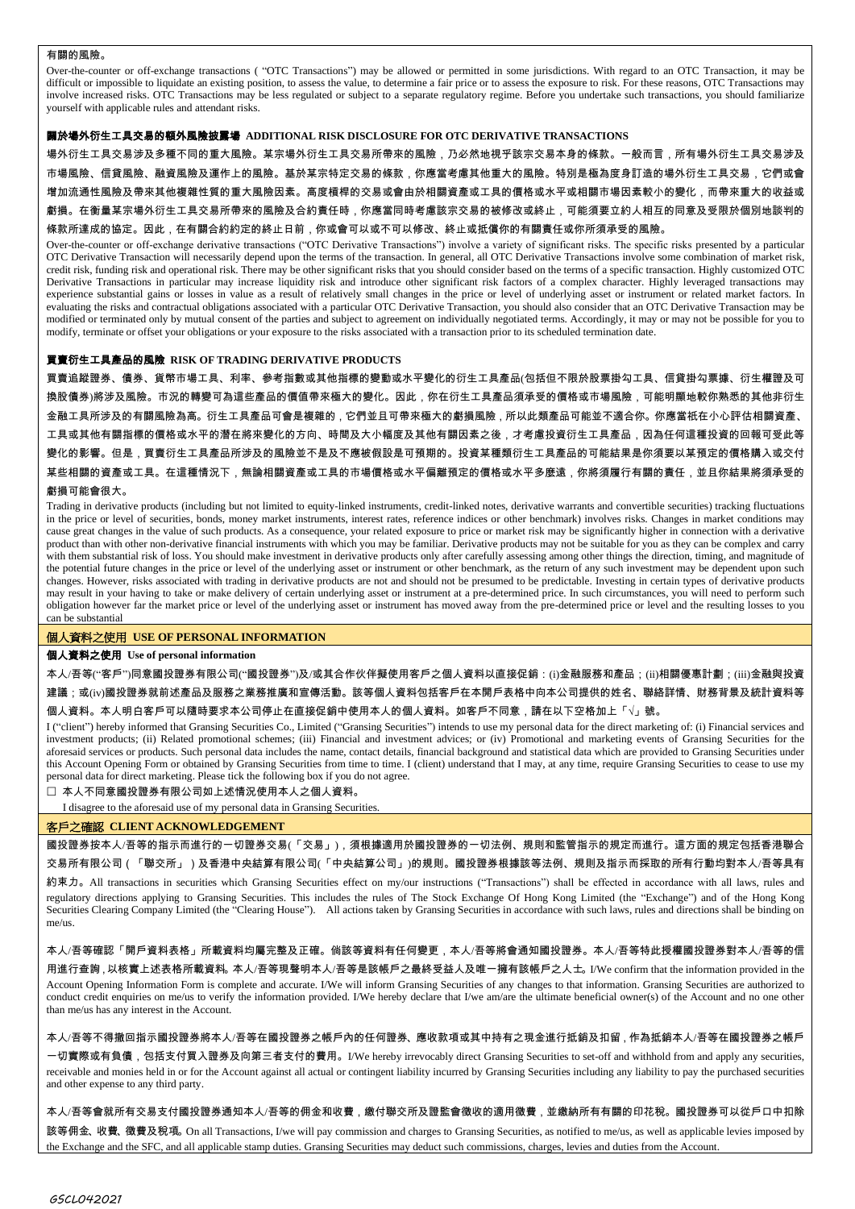有關的風險。

Over-the-counter or off-exchange transactions ( "OTC Transactions") may be allowed or permitted in some jurisdictions. With regard to an OTC Transaction, it may be difficult or impossible to liquidate an existing position, to assess the value, to determine a fair price or to assess the exposure to risk. For these reasons, OTC Transactions may involve increased risks. OTC Transactions may be less regulated or subject to a separate regulatory regime. Before you undertake such transactions, you should familiarize yourself with applicable rules and attendant risks.

**關於場外衍生工具交易的額外風險披露聲明 ADDITIONAL RISK DISCLOSURE FOR OTC DERIVATIVE TRANSACTIONS**

場外衍生工具交易涉及多種不同的重大風險。某宗場外衍生工具交易所帶來的風險，乃必然地視乎該宗交易本身的條款。一般而言，所有場外衍生工具交易涉及市場風險、信貸風險、融資風險及運作上的風險。基於某宗特定交易的條款，你應當考慮其他重大的風險。特別是極為度身訂造的場外衍生工具交易，它們或會增加流通性風險及帶來其他複雜性質的重大風險因素。高度槓桿的交易或會由於相關資產或工具的價格或水平或相關市場因素較小的變化，而帶來重大的收益或虧損。在衡量某宗場外衍生工具交易所帶來的風險及合約責任時，你應當同時考慮該宗交易的被修改或終止，可能須要立約人相互的同意及受限於個別地談判的條款所達成的協定。因此，在有關合約約定的終止日前，你或會可以或不可以修改、終止或抵償你的有關責任或你所須承受的風險。

Over-the-counter or off-exchange derivative transactions ("OTC Derivative Transactions") involve a variety of significant risks. The specific risks presented by a particular OTC Derivative Transaction will necessarily depend upon the terms of the transaction. In general, all OTC Derivative Transactions involve some combination of market risk, credit risk, funding risk and operational risk. There may be other significant risks that you should consider based on the terms of a specific transaction. Highly customized OTC Derivative Transactions in particular may increase liquidity risk and introduce other significant risk factors of a complex character. Highly leveraged transactions may experience substantial gains or losses in value as a result of relatively small changes in the price or level of underlying asset or instrument or related market factors. In evaluating the risks and contractual obligations associated with a particular OTC Derivative Transaction, you should also consider that an OTC Derivative Transaction may be modified or terminated only by mutual consent of the parties and subject to agreement on individually negotiated terms. Accordingly, it may or may not be possible for you to modify, terminate or offset your obligations or your exposure to the risks associated with a transaction prior to its scheduled termination date.

**買賣衍生工具產品的風險 RISK OF TRADING DERIVATIVE PRODUCTS**

買賣追蹤證券、債券、貨幣市場工具、利率、參考指數或其他指標的變動或水平變化的衍生工具產品(包括但不限於股票掛勾工具、信貸掛勾票據、衍生權證及可換股債券)將涉及風險。市況的轉變可為這些產品的價值帶來極大的變化。因此，你在衍生工具產品須承受的價格或市場風險，可能明顯地較你熟悉的其他非衍生金融工具所涉及的有關風險為高。衍生工具產品可會是複雜的，它們並且可帶來極大的虧損風險，所以此類產品可能並不適合你。你應當祇在小心評估相關資產、工具或其他有關指標的價格或水平的潛在將來變化的方向、時間及大小幅度及其他有關因素之後，才考慮投資衍生工具產品，因為任何這種投資的回報可受此等變化的影響。但是，買賣衍生工具產品所涉及的風險並不是及不應被假設是可預期的。投資某種類衍生工具產品的可能結果是你須要以某預定的價格購入或交付某些相關的資產或工具。在這種情況下，無論相關資產或工具的市場價格或水平偏離預定的價格或水平多麼遠，你將須履行有關的責任，並且你結果將須承受的虧損可能會很大。

Trading in derivative products (including but not limited to equity-linked instruments, credit-linked notes, derivative warrants and convertible securities) tracking fluctuations in the price or level of securities, bonds, money market instruments, interest rates, reference indices or other benchmark) involves risks. Changes in market conditions may cause great changes in the value of such products. As a consequence, your related exposure to price or market risk may be significantly higher in connection with a derivative product than with other non-derivative financial instruments with which you may be familiar. Derivative products may not be suitable for you as they can be complex and carry with them substantial risk of loss. You should make investment in derivative products only after carefully assessing among other things the direction, timing, and magnitude of the potential future changes in the price or level of the underlying asset or instrument or other benchmark, as the return of any such investment may be dependent upon such changes. However, risks associated with trading in derivative products are not and should not be presumed to be predictable. Investing in certain types of derivative products may result in your having to take or make delivery of certain underlying asset or instrument at a pre-determined price. In such circumstances, you will need to perform such obligation however far the market price or level of the underlying asset or instrument has moved away from the pre-determined price or level and the resulting losses to you can be substantial

## 個人資料之使用 USE OF PERSONAL INFORMATION

**個人資料之使用 Use of personal information**

本人/吾等("客戶")同意國投證券有限公司("國投證券")及/或其合作伙伴擬使用客戶之個人資料以直接促銷：(i)金融服務和產品；(ii)相關優惠計劃；(iii)金融與投資建議；或(iv)國投證券就前述產品及服務之業務推廣和宣傳活動。該等個人資料包括客戶在本開戶表格中向本公司提供的姓名、聯絡詳情、財務背景及統計資料等個人資料。本人明白客戶可以隨時要求本公司停止在直接促銷中使用本人的個人資料。如客戶不同意，請在以下空格加上「√」號。

I ("client") hereby informed that Gransing Securities Co., Limited ("Gransing Securities") intends to use my personal data for the direct marketing of: (i) Financial services and investment products; (ii) Related promotional schemes; (iii) Financial and investment advices; or (iv) Promotional and marketing events of Gransing Securities for the aforesaid services or products. Such personal data includes the name, contact details, financial background and statistical data which are provided to Gransing Securities under this Account Opening Form or obtained by Gransing Securities from time to time. I (client) understand that I may, at any time, require Gransing Securities to cease to use my personal data for direct marketing. Please tick the following box if you do not agree.

☐ 本人不同意國投證券有限公司如上述情況使用本人之個人資料。

I disagree to the aforesaid use of my personal data in Gransing Securities.

## 客戶之確認 CLIENT ACKNOWLEDGEMENT

國投證券按本人/吾等的指示而進行的一切證券交易(「交易」)，須根據適用於國投證券的一切法例、規則和監管指示的規定而進行。這方面的規定包括香港聯合交易所有限公司（「聯交所」）及香港中央結算有限公司(「中央結算公司」)的規則。國投證券根據該等法例、規則及指示而採取的所有行動均對本人/吾等具有約束力。All transactions in securities which Gransing Securities effect on my/our instructions ("Transactions") shall be effected in accordance with all laws, rules and regulatory directions applying to Gransing Securities. This includes the rules of The Stock Exchange Of Hong Kong Limited (the "Exchange") and of the Hong Kong Securities Clearing Company Limited (the "Clearing House"). All actions taken by Gransing Securities in accordance with such laws, rules and directions shall be binding on me/us.

本人/吾等確認「開戶資料表格」所載資料均屬完整及正確。倘該等資料有任何變更，本人/吾等將會通知國投證券。本人/吾等特此授權國投證券對本人/吾等的信用進行查詢，以核實上述表格所載資料。本人/吾等現聲明本人/吾等是該帳戶之最終受益人及唯一擁有該帳戶之人士。I/We confirm that the information provided in the Account Opening Information Form is complete and accurate. I/We will inform Gransing Securities of any changes to that information. Gransing Securities are authorized to conduct credit enquiries on me/us to verify the information provided. I/We hereby declare that I/we am/are the ultimate beneficial owner(s) of the Account and no one other than me/us has any interest in the Account.

本人/吾等不得撤回指示國投證券將本人/吾等在國投證券之帳戶內的任何證券、應收款項或其中持有之現金進行抵銷及扣留，作為抵銷本人/吾等在國投證券之帳戶一切實際或有負債，包括支付買入證券及向第三者支付的費用。I/We hereby irrevocably direct Gransing Securities to set-off and withhold from and apply any securities, receivable and monies held in or for the Account against all actual or contingent liability incurred by Gransing Securities including any liability to pay the purchased securities and other expense to any third party.

本人/吾等會就所有交易支付國投證券通知本人/吾等的佣金和收費，繳付聯交所及證監會徵收的適用徵費，並繳納所有有關的印花稅。國投證券可以從戶口中扣除該等佣金、收費、徵費及稅項。On all Transactions, I/we will pay commission and charges to Gransing Securities, as notified to me/us, as well as applicable levies imposed by the Exchange and the SFC, and all applicable stamp duties. Gransing Securities may deduct such commissions, charges, levies and duties from the Account.

GSCL042021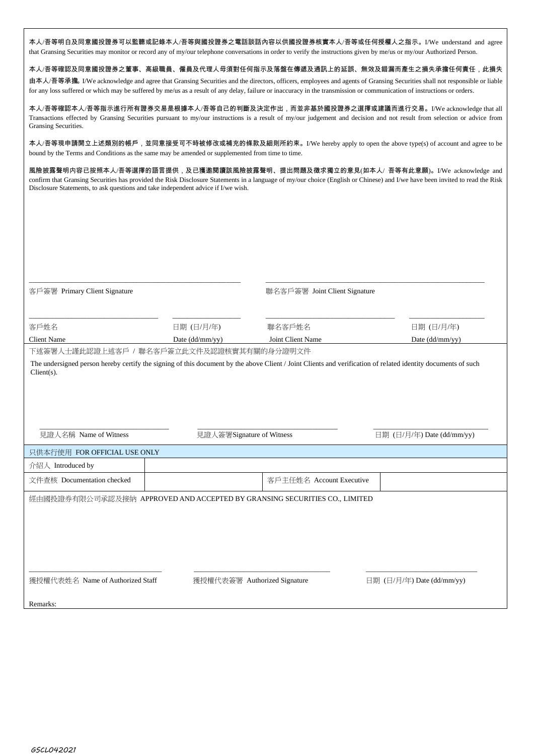**本人/吾等明白及同意國投證券可以監聽或記錄本人/吾等與國投證券之電話談話內容以供國投證券核實本人/吾等或任何授權人之指示。** I/We understand and agree that Gransing Securities may monitor or record any of my/our telephone conversations in order to verify the instructions given by me/us or my/our Authorized Person.

**本人/吾等確認及同意國投證券之董事、高級職員、僱員及代理人毋須對任何指示及落盤在傳遞及通訊上的延誤、無效及錯漏而產生之損失承擔任何責任，此損失由本人/吾等承擔。** I/We acknowledge and agree that Gransing Securities and the directors, officers, employees and agents of Gransing Securities shall not responsible or liable for any loss suffered or which may be suffered by me/us as a result of any delay, failure or inaccuracy in the transmission or communication of instructions or orders.

**本人/吾等確認本人/吾等指示進行所有證券交易是根據本人/吾等自己的判斷及決定作出，而並非基於國投證券之選擇或建議而進行交易。** I/We acknowledge that all Transactions effected by Gransing Securities pursuant to my/our instructions is a result of my/our judgement and decision and not result from selection or advice from Gransing Securities.

**本人/吾等現申請開立上述類別的帳戶，並同意接受可不時被修改或補充的條款及細則所約束。** I/We hereby apply to open the above type(s) of account and agree to be bound by the Terms and Conditions as the same may be amended or supplemented from time to time.

**風險披露聲明內容已按照本人/吾等選擇的語言提供，及已獲邀閱讀該風險披露聲明、提出問題及徵求獨立的意見(如本人/ 吾等有此意願)。** I/We acknowledge and confirm that Gransing Securities has provided the Risk Disclosure Statements in a language of my/our choice (English or Chinese) and I/we have been invited to read the Risk Disclosure Statements, to ask questions and take independent advice if I/we wish.

______________________________ 客戶簽署 Primary Client Signature

______________________________ 聯名客戶簽署 Joint Client Signature

______________________________ 客戶姓名 Client Name

______________________________ 日期 (日/月/年) Date (dd/mm/yy)

______________________________ 聯名客戶姓名 Joint Client Name

______________________________ 日期 (日/月/年) Date (dd/mm/yy)

下述簽署人士謹此認證上述客戶 / 聯名客戶簽立此文件及認證核實其有關的身分證明文件

The undersigned person hereby certify the signing of this document by the above Client / Joint Clients and verification of related identity documents of such Client(s).

______________________________ 見證人名稱 Name of Witness

______________________________ 見證人簽署Signature of Witness

______________________________ 日期 (日/月/年) Date (dd/mm/yy)

| 只供本行使用 FOR OFFICIAL USE ONLY | | | |
|---|---|---|---|
| 介紹人 Introduced by | | | |
| 文件查核 Documentation checked | | 客戶主任姓名 Account Executive | |

經由國投證券有限公司承認及接納 APPROVED AND ACCEPTED BY GRANSING SECURITIES CO., LIMITED

______________________________ 獲授權代表姓名 Name of Authorized Staff

______________________________ 獲授權代表簽署 Authorized Signature

______________________________ 日期 (日/月/年) Date (dd/mm/yy)

Remarks:

GSCL042021